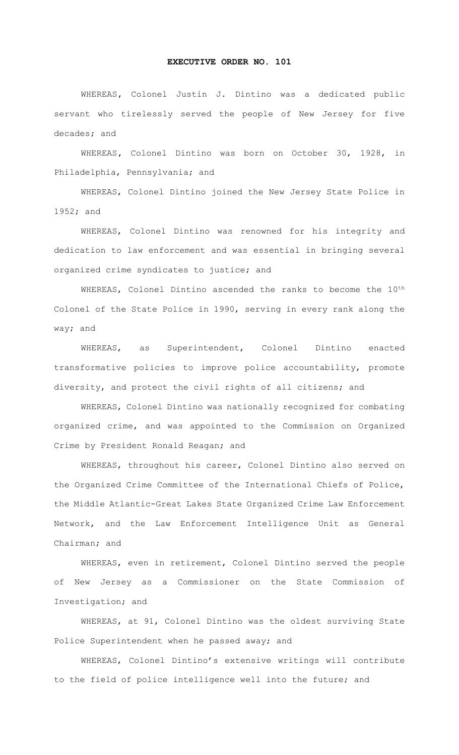# EXECUTIVE ORDER NO. 101

WHEREAS, Colonel Justin J. Dintino was a dedicated public servant who tirelessly served the people of New Jersey for five decades; and

WHEREAS, Colonel Dintino was born on October 30, 1928, in Philadelphia, Pennsylvania; and

WHEREAS, Colonel Dintino joined the New Jersey State Police in 1952; and

WHEREAS, Colonel Dintino was renowned for his integrity and dedication to law enforcement and was essential in bringing several organized crime syndicates to justice; and

WHEREAS, Colonel Dintino ascended the ranks to become the 10th Colonel of the State Police in 1990, serving in every rank along the way; and

WHEREAS, as Superintendent, Colonel Dintino enacted transformative policies to improve police accountability, promote diversity, and protect the civil rights of all citizens; and

WHEREAS, Colonel Dintino was nationally recognized for combating organized crime, and was appointed to the Commission on Organized Crime by President Ronald Reagan; and

WHEREAS, throughout his career, Colonel Dintino also served on the Organized Crime Committee of the International Chiefs of Police, the Middle Atlantic-Great Lakes State Organized Crime Law Enforcement Network, and the Law Enforcement Intelligence Unit as General Chairman; and

WHEREAS, even in retirement, Colonel Dintino served the people of New Jersey as a Commissioner on the State Commission of Investigation; and

WHEREAS, at 91, Colonel Dintino was the oldest surviving State Police Superintendent when he passed away; and

WHEREAS, Colonel Dintino's extensive writings will contribute to the field of police intelligence well into the future; and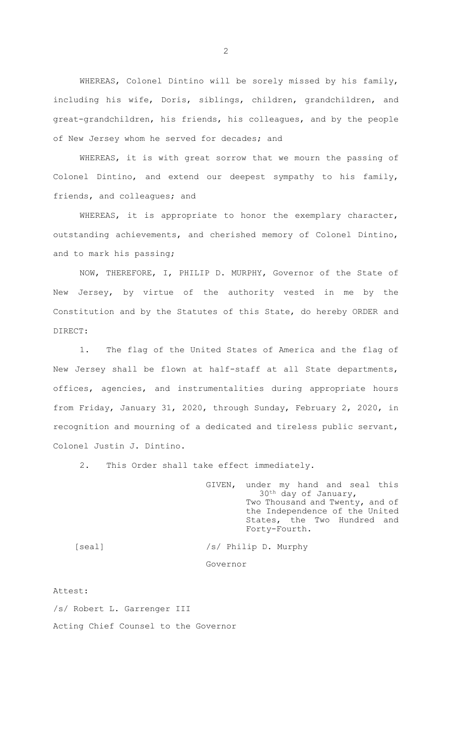WHEREAS, Colonel Dintino will be sorely missed by his family, including his wife, Doris, siblings, children, grandchildren, and great-grandchildren, his friends, his colleagues, and by the people of New Jersey whom he served for decades; and

WHEREAS, it is with great sorrow that we mourn the passing of Colonel Dintino, and extend our deepest sympathy to his family, friends, and colleagues; and

WHEREAS, it is appropriate to honor the exemplary character, outstanding achievements, and cherished memory of Colonel Dintino, and to mark his passing;

NOW, THEREFORE, I, PHILIP D. MURPHY, Governor of the State of New Jersey, by virtue of the authority vested in me by the Constitution and by the Statutes of this State, do hereby ORDER and DIRECT:

1. The flag of the United States of America and the flag of New Jersey shall be flown at half-staff at all State departments, offices, agencies, and instrumentalities during appropriate hours from Friday, January 31, 2020, through Sunday, February 2, 2020, in recognition and mourning of a dedicated and tireless public servant, Colonel Justin J. Dintino.

2. This Order shall take effect immediately.

GIVEN, under my hand and seal this 30th day of January, Two Thousand and Twenty, and of the Independence of the United States, the Two Hundred and Forty-Fourth.

[seal]

/s/ Philip D. Murphy

Governor

Attest:

/s/ Robert L. Garrenger III

Acting Chief Counsel to the Governor